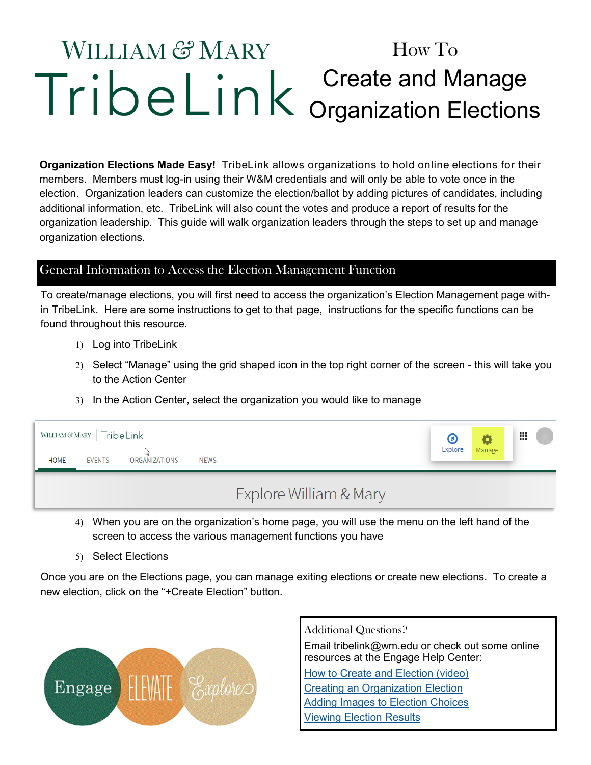# WILLIAM & MARY TribeLink

# How To Create and Manage Organization Elections

**Organization Elections Made Easy!** TribeLink allows organizations to hold online elections for their members. Members must log-in using their W&M credentials and will only be able to vote once in the election. Organization leaders can customize the election/ballot by adding pictures of candidates, including additional information, etc. TribeLink will also count the votes and produce a report of results for the organization leadership. This guide will walk organization leaders through the steps to set up and manage organization elections.

## General Information to Access the Election Management Function

To create/manage elections, you will first need to access the organization's Election Management page with-in TribeLink. Here are some instructions to get to that page, instructions for the specific functions can be found throughout this resource.

1) Log into TribeLink
2) Select "Manage" using the grid shaped icon in the top right corner of the screen - this will take you to the Action Center
3) In the Action Center, select the organization you would like to manage

4) When you are on the organization's home page, you will use the menu on the left hand of the screen to access the various management functions you have
5) Select Elections

Once you are on the Elections page, you can manage exiting elections or create new elections. To create a new election, click on the "+Create Election" button.

Engage ELEVATE Explore

**Additional Questions?**

Email tribelink@wm.edu or check out some online resources at the Engage Help Center:

How to Create and Election (video)
Creating an Organization Election
Adding Images to Election Choices
Viewing Election Results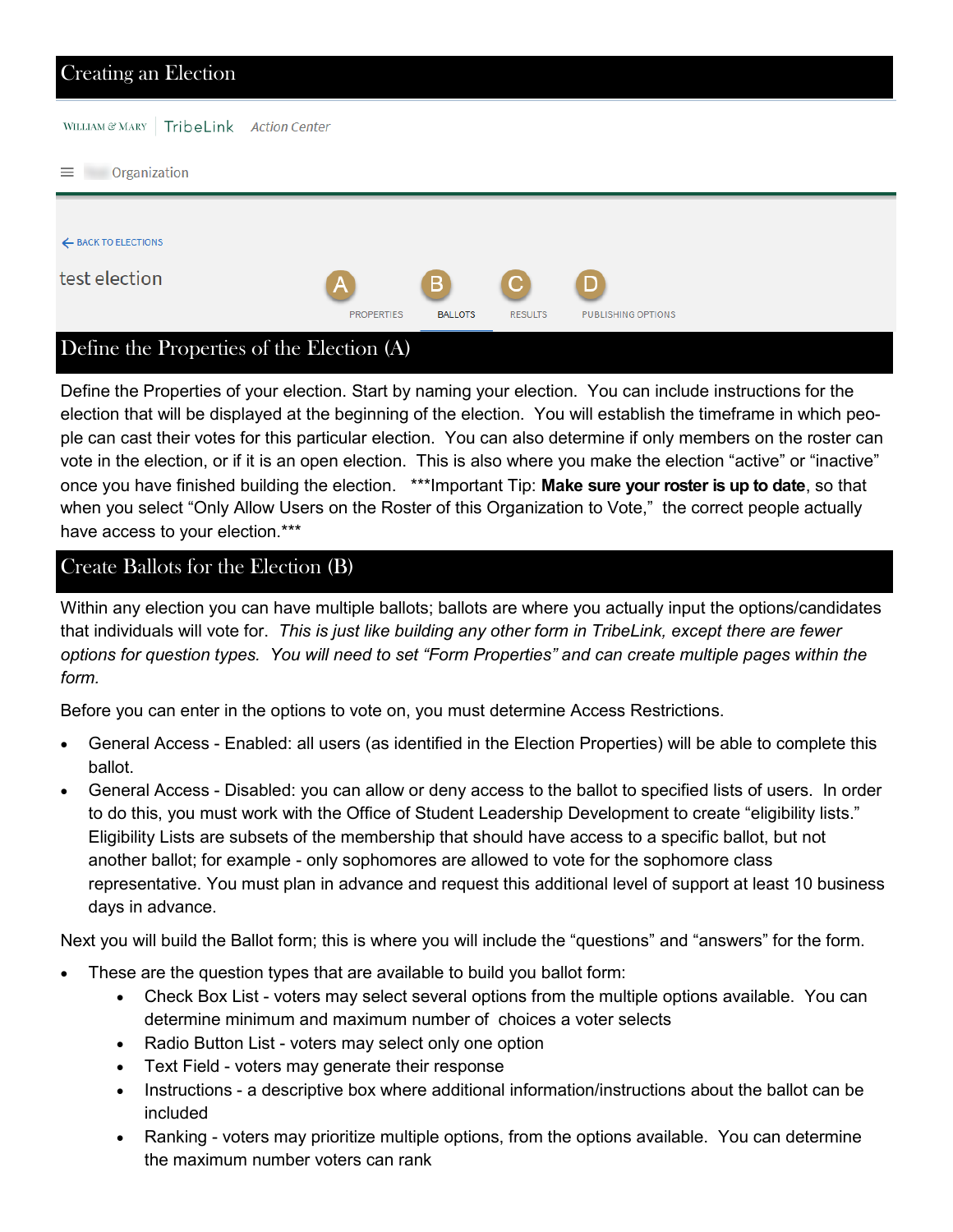# Creating an Election

WILLIAM & MARY | TribeLink Action Center

Organization

BACK TO ELECTIONS

test election

A PROPERTIES | B BALLOTS | C RESULTS | D PUBLISHING OPTIONS

## Define the Properties of the Election (A)

Define the Properties of your election. Start by naming your election. You can include instructions for the election that will be displayed at the beginning of the election. You will establish the timeframe in which people can cast their votes for this particular election. You can also determine if only members on the roster can vote in the election, or if it is an open election. This is also where you make the election "active" or "inactive" once you have finished building the election. ***Important Tip: **Make sure your roster is up to date**, so that when you select "Only Allow Users on the Roster of this Organization to Vote," the correct people actually have access to your election.***

## Create Ballots for the Election (B)

Within any election you can have multiple ballots; ballots are where you actually input the options/candidates that individuals will vote for. *This is just like building any other form in TribeLink, except there are fewer options for question types. You will need to set "Form Properties" and can create multiple pages within the form.*

Before you can enter in the options to vote on, you must determine Access Restrictions.

- General Access - Enabled: all users (as identified in the Election Properties) will be able to complete this ballot.
- General Access - Disabled: you can allow or deny access to the ballot to specified lists of users. In order to do this, you must work with the Office of Student Leadership Development to create "eligibility lists." Eligibility Lists are subsets of the membership that should have access to a specific ballot, but not another ballot; for example - only sophomores are allowed to vote for the sophomore class representative. You must plan in advance and request this additional level of support at least 10 business days in advance.

Next you will build the Ballot form; this is where you will include the "questions" and "answers" for the form.

- These are the question types that are available to build you ballot form:
  - Check Box List - voters may select several options from the multiple options available. You can determine minimum and maximum number of choices a voter selects
  - Radio Button List - voters may select only one option
  - Text Field - voters may generate their response
  - Instructions - a descriptive box where additional information/instructions about the ballot can be included
  - Ranking - voters may prioritize multiple options, from the options available. You can determine the maximum number voters can rank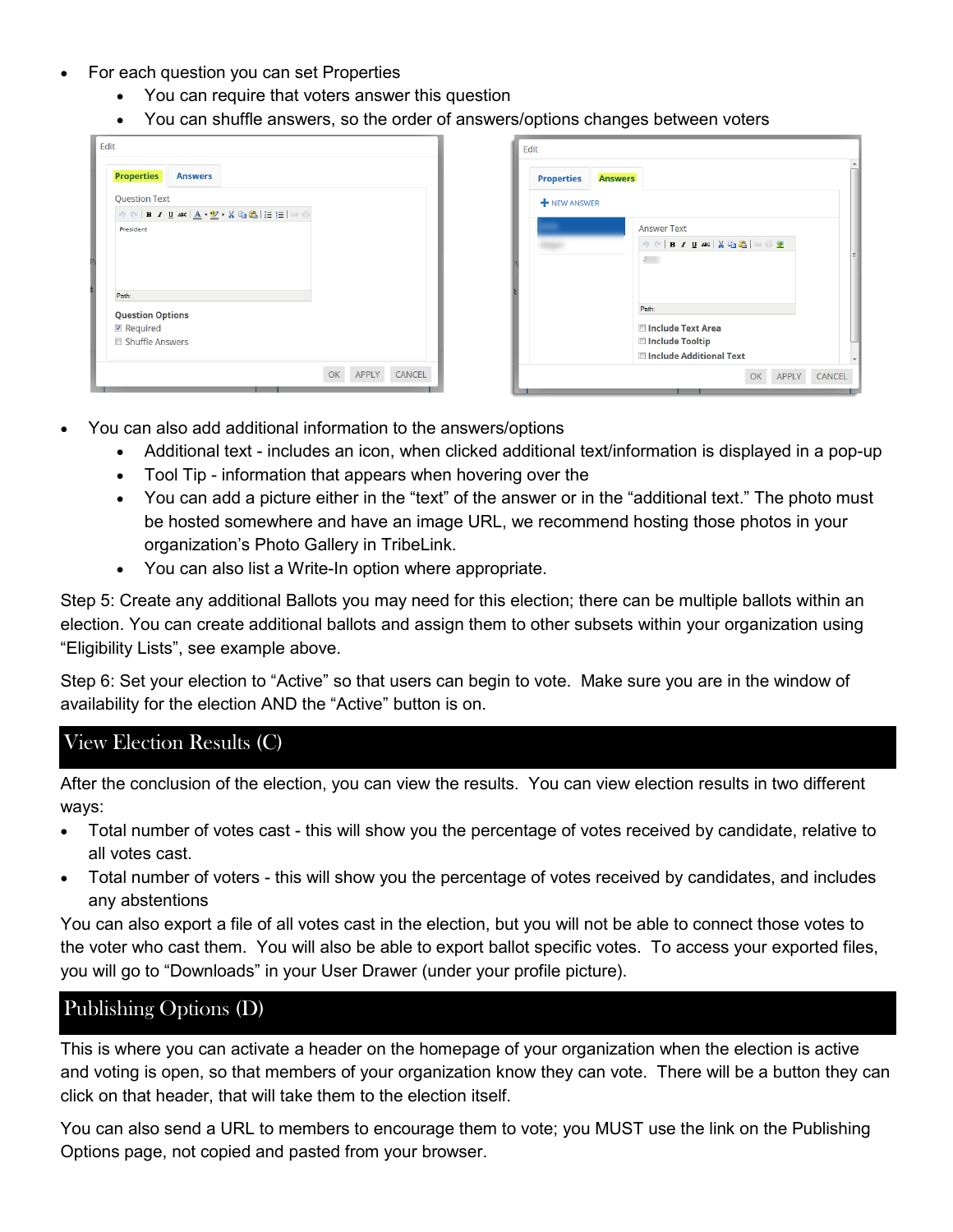- For each question you can set Properties
  - You can require that voters answer this question
  - You can shuffle answers, so the order of answers/options changes between voters

- You can also add additional information to the answers/options
  - Additional text - includes an icon, when clicked additional text/information is displayed in a pop-up
  - Tool Tip - information that appears when hovering over the
  - You can add a picture either in the "text" of the answer or in the "additional text." The photo must be hosted somewhere and have an image URL, we recommend hosting those photos in your organization's Photo Gallery in TribeLink.
  - You can also list a Write-In option where appropriate.

Step 5: Create any additional Ballots you may need for this election; there can be multiple ballots within an election. You can create additional ballots and assign them to other subsets within your organization using "Eligibility Lists", see example above.

Step 6: Set your election to "Active" so that users can begin to vote. Make sure you are in the window of availability for the election AND the "Active" button is on.

## View Election Results (C)

After the conclusion of the election, you can view the results. You can view election results in two different ways:

- Total number of votes cast - this will show you the percentage of votes received by candidate, relative to all votes cast.
- Total number of voters - this will show you the percentage of votes received by candidates, and includes any abstentions

You can also export a file of all votes cast in the election, but you will not be able to connect those votes to the voter who cast them. You will also be able to export ballot specific votes. To access your exported files, you will go to "Downloads" in your User Drawer (under your profile picture).

## Publishing Options (D)

This is where you can activate a header on the homepage of your organization when the election is active and voting is open, so that members of your organization know they can vote. There will be a button they can click on that header, that will take them to the election itself.

You can also send a URL to members to encourage them to vote; you MUST use the link on the Publishing Options page, not copied and pasted from your browser.